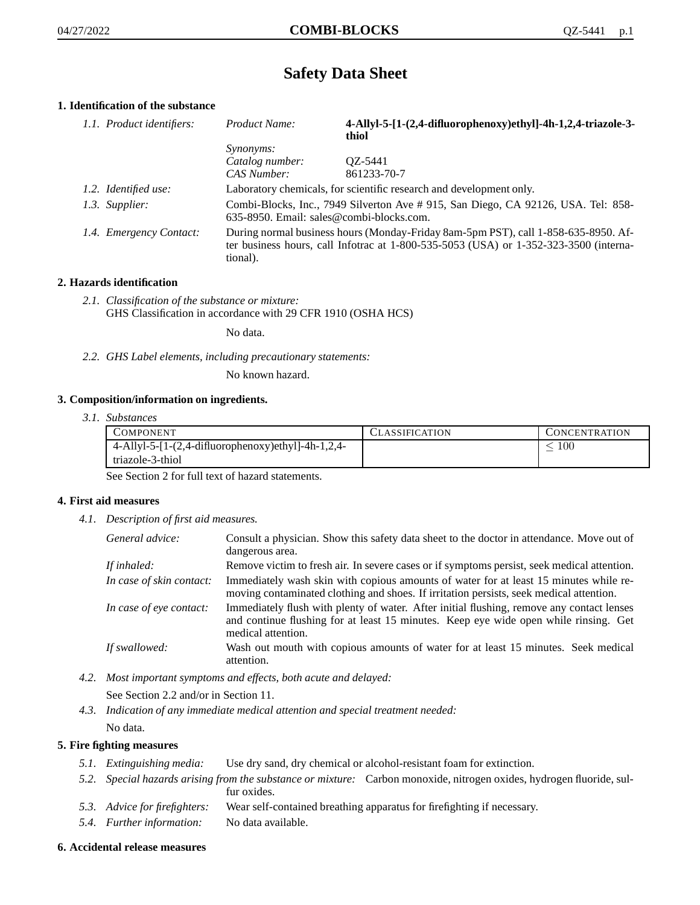# Safety Data Sheet

## 1. Identification of the substance

1.1. *Product identifiers:*

| | |
|---|---|
| *Product Name:* | **4-Allyl-5-[1-(2,4-difluorophenoxy)ethyl]-4h-1,2,4-triazole-3-thiol** |
| *Synonyms:* | |
| *Catalog number:* | QZ-5441 |
| *CAS Number:* | 861233-70-7 |

1.2. *Identified use:* Laboratory chemicals, for scientific research and development only.

1.3. *Supplier:* Combi-Blocks, Inc., 7949 Silverton Ave # 915, San Diego, CA 92126, USA. Tel: 858-635-8950. Email: sales@combi-blocks.com.

1.4. *Emergency Contact:* During normal business hours (Monday-Friday 8am-5pm PST), call 1-858-635-8950. After business hours, call Infotrac at 1-800-535-5053 (USA) or 1-352-323-3500 (international).

## 2. Hazards identification

2.1. *Classification of the substance or mixture:*
GHS Classification in accordance with 29 CFR 1910 (OSHA HCS)

No data.

2.2. *GHS Label elements, including precautionary statements:*

No known hazard.

## 3. Composition/information on ingredients.

3.1. *Substances*

| Component | Classification | Concentration |
|---|---|---|
| 4-Allyl-5-[1-(2,4-difluorophenoxy)ethyl]-4h-1,2,4-triazole-3-thiol | | $\leq 100$ |

See Section 2 for full text of hazard statements.

## 4. First aid measures

4.1. *Description of first aid measures.*

*General advice:* Consult a physician. Show this safety data sheet to the doctor in attendance. Move out of dangerous area.

*If inhaled:* Remove victim to fresh air. In severe cases or if symptoms persist, seek medical attention.

*In case of skin contact:* Immediately wash skin with copious amounts of water for at least 15 minutes while removing contaminated clothing and shoes. If irritation persists, seek medical attention.

*In case of eye contact:* Immediately flush with plenty of water. After initial flushing, remove any contact lenses and continue flushing for at least 15 minutes. Keep eye wide open while rinsing. Get medical attention.

*If swallowed:* Wash out mouth with copious amounts of water for at least 15 minutes. Seek medical attention.

4.2. *Most important symptoms and effects, both acute and delayed:*

See Section 2.2 and/or in Section 11.

4.3. *Indication of any immediate medical attention and special treatment needed:*

No data.

## 5. Fire fighting measures

5.1. *Extinguishing media:* Use dry sand, dry chemical or alcohol-resistant foam for extinction.

5.2. *Special hazards arising from the substance or mixture:* Carbon monoxide, nitrogen oxides, hydrogen fluoride, sulfur oxides.

5.3. *Advice for firefighters:* Wear self-contained breathing apparatus for firefighting if necessary.

5.4. *Further information:* No data available.

## 6. Accidental release measures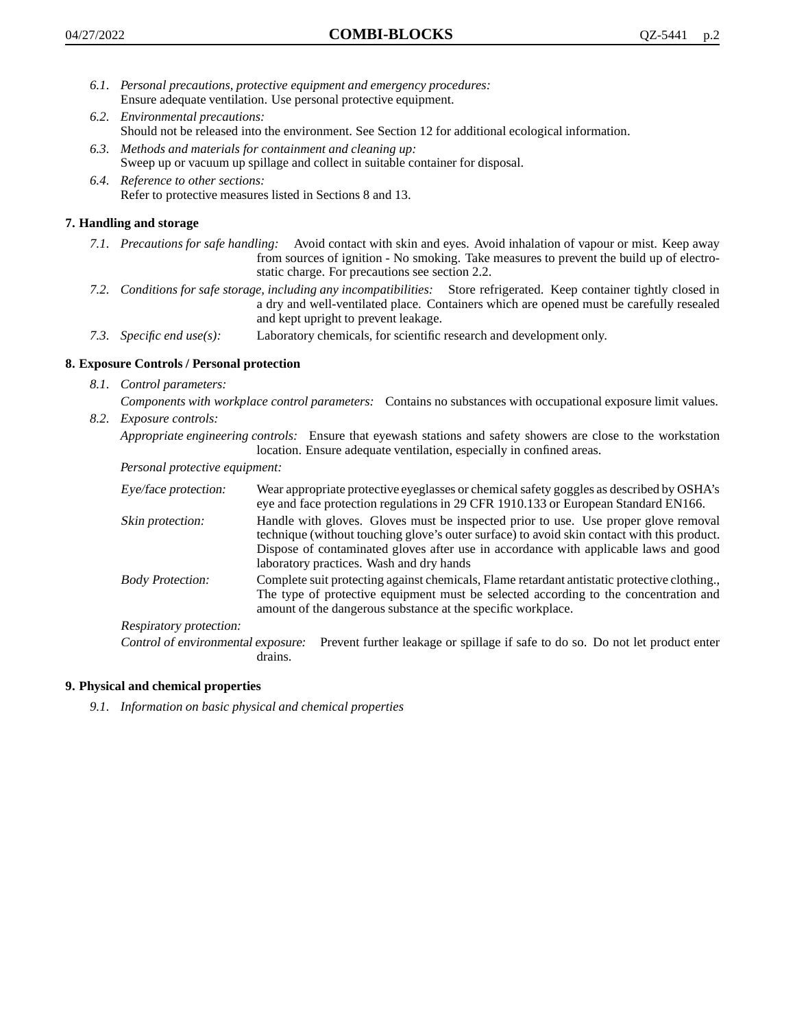6.1. *Personal precautions, protective equipment and emergency procedures:*
Ensure adequate ventilation. Use personal protective equipment.

6.2. *Environmental precautions:*
Should not be released into the environment. See Section 12 for additional ecological information.

6.3. *Methods and materials for containment and cleaning up:*
Sweep up or vacuum up spillage and collect in suitable container for disposal.

6.4. *Reference to other sections:*
Refer to protective measures listed in Sections 8 and 13.

## 7. Handling and storage

7.1. *Precautions for safe handling:* Avoid contact with skin and eyes. Avoid inhalation of vapour or mist. Keep away from sources of ignition - No smoking. Take measures to prevent the build up of electrostatic charge. For precautions see section 2.2.

7.2. *Conditions for safe storage, including any incompatibilities:* Store refrigerated. Keep container tightly closed in a dry and well-ventilated place. Containers which are opened must be carefully resealed and kept upright to prevent leakage.

7.3. *Specific end use(s):* Laboratory chemicals, for scientific research and development only.

## 8. Exposure Controls / Personal protection

8.1. *Control parameters:*

*Components with workplace control parameters:* Contains no substances with occupational exposure limit values.

8.2. *Exposure controls:*

*Appropriate engineering controls:* Ensure that eyewash stations and safety showers are close to the workstation location. Ensure adequate ventilation, especially in confined areas.

*Personal protective equipment:*

*Eye/face protection:* Wear appropriate protective eyeglasses or chemical safety goggles as described by OSHA's eye and face protection regulations in 29 CFR 1910.133 or European Standard EN166.

*Skin protection:* Handle with gloves. Gloves must be inspected prior to use. Use proper glove removal technique (without touching glove's outer surface) to avoid skin contact with this product. Dispose of contaminated gloves after use in accordance with applicable laws and good laboratory practices. Wash and dry hands

*Body Protection:* Complete suit protecting against chemicals, Flame retardant antistatic protective clothing., The type of protective equipment must be selected according to the concentration and amount of the dangerous substance at the specific workplace.

*Respiratory protection:*

*Control of environmental exposure:* Prevent further leakage or spillage if safe to do so. Do not let product enter drains.

## 9. Physical and chemical properties

9.1. *Information on basic physical and chemical properties*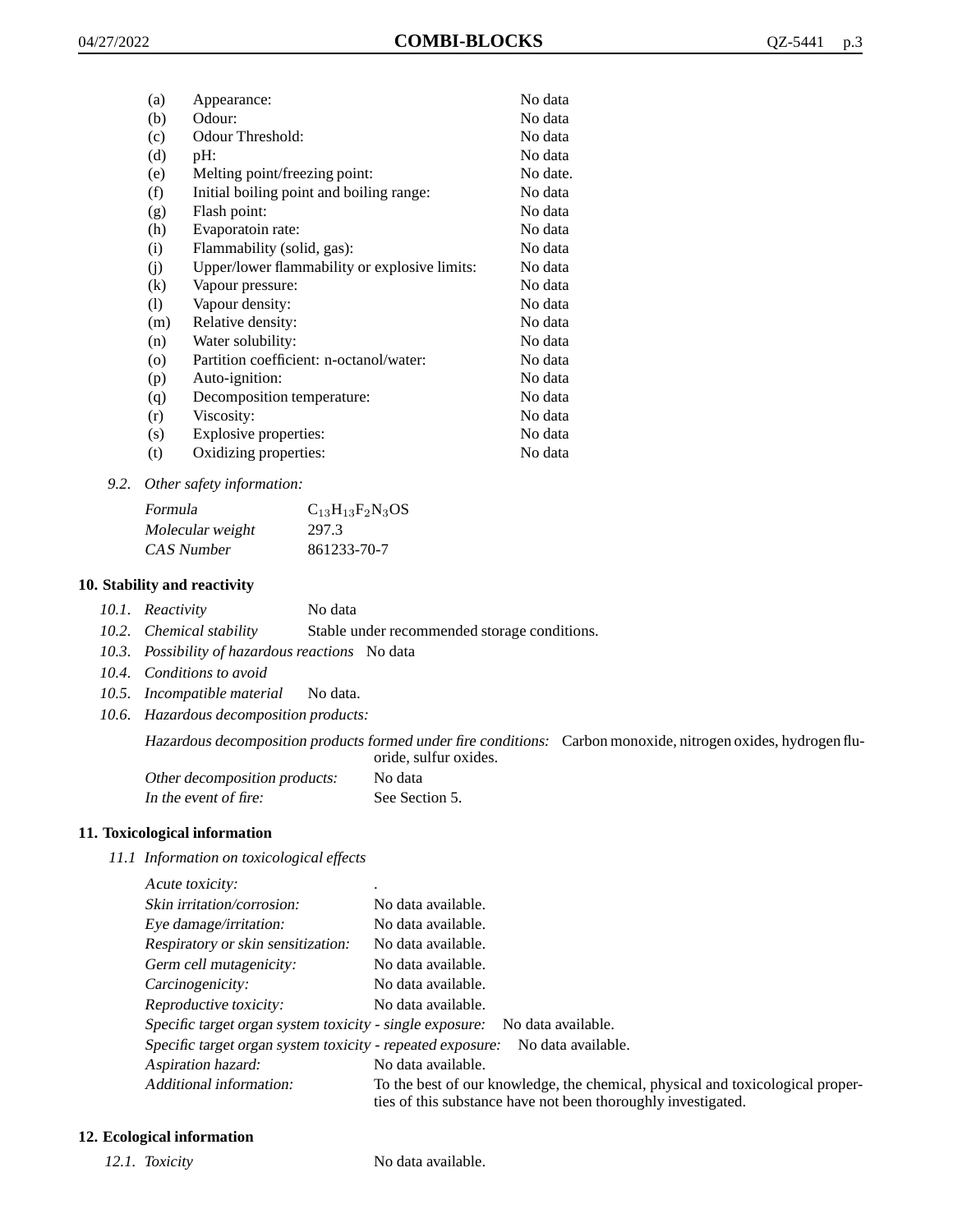| | | |
|---|---|---|
| (a) | Appearance: | No data |
| (b) | Odour: | No data |
| (c) | Odour Threshold: | No data |
| (d) | pH: | No data |
| (e) | Melting point/freezing point: | No date. |
| (f) | Initial boiling point and boiling range: | No data |
| (g) | Flash point: | No data |
| (h) | Evaporatoin rate: | No data |
| (i) | Flammability (solid, gas): | No data |
| (j) | Upper/lower flammability or explosive limits: | No data |
| (k) | Vapour pressure: | No data |
| (l) | Vapour density: | No data |
| (m) | Relative density: | No data |
| (n) | Water solubility: | No data |
| (o) | Partition coefficient: n-octanol/water: | No data |
| (p) | Auto-ignition: | No data |
| (q) | Decomposition temperature: | No data |
| (r) | Viscosity: | No data |
| (s) | Explosive properties: | No data |
| (t) | Oxidizing properties: | No data |

*9.2. Other safety information:*

| | |
|---|---|
| *Formula* | $C_{13}H_{13}F_2N_3OS$ |
| *Molecular weight* | 297.3 |
| *CAS Number* | 861233-70-7 |

## 10. Stability and reactivity

*10.1. Reactivity* No data

*10.2. Chemical stability* Stable under recommended storage conditions.

*10.3. Possibility of hazardous reactions* No data

*10.4. Conditions to avoid*

*10.5. Incompatible material* No data.

*10.6. Hazardous decomposition products:*

*Hazardous decomposition products formed under fire conditions:* Carbon monoxide, nitrogen oxides, hydrogen fluoride, sulfur oxides.

*Other decomposition products:* No data

*In the event of fire:* See Section 5.

## 11. Toxicological information

*11.1 Information on toxicological effects*

| | |
|---|---|
| *Acute toxicity:* | . |
| *Skin irritation/corrosion:* | No data available. |
| *Eye damage/irritation:* | No data available. |
| *Respiratory or skin sensitization:* | No data available. |
| *Germ cell mutagenicity:* | No data available. |
| *Carcinogenicity:* | No data available. |
| *Reproductive toxicity:* | No data available. |
| *Specific target organ system toxicity - single exposure:* | No data available. |
| *Specific target organ system toxicity - repeated exposure:* | No data available. |
| *Aspiration hazard:* | No data available. |
| *Additional information:* | To the best of our knowledge, the chemical, physical and toxicological properties of this substance have not been thoroughly investigated. |

## 12. Ecological information

*12.1. Toxicity* No data available.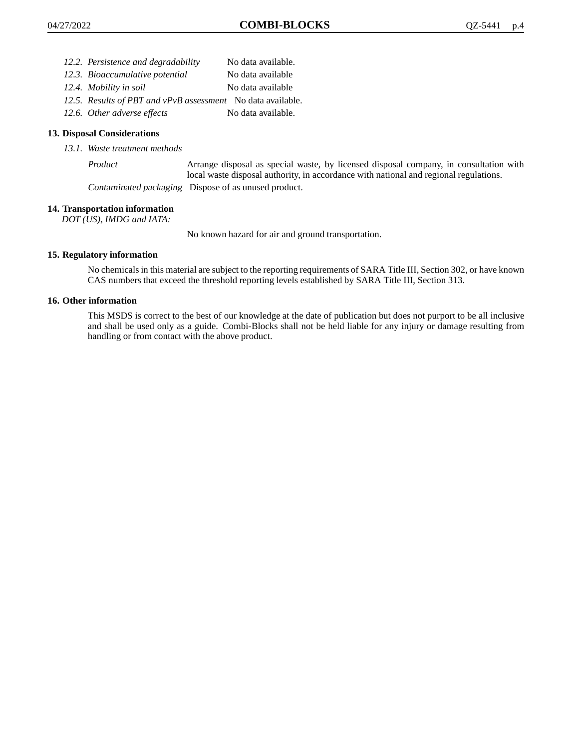*12.2. Persistence and degradability* No data available.

*12.3. Bioaccumulative potential* No data available

*12.4. Mobility in soil* No data available

*12.5. Results of PBT and vPvB assessment* No data available.

*12.6. Other adverse effects* No data available.

### 13. Disposal Considerations

*13.1. Waste treatment methods*

*Product* Arrange disposal as special waste, by licensed disposal company, in consultation with local waste disposal authority, in accordance with national and regional regulations.

*Contaminated packaging* Dispose of as unused product.

### 14. Transportation information

*DOT (US), IMDG and IATA:*

No known hazard for air and ground transportation.

### 15. Regulatory information

No chemicals in this material are subject to the reporting requirements of SARA Title III, Section 302, or have known CAS numbers that exceed the threshold reporting levels established by SARA Title III, Section 313.

### 16. Other information

This MSDS is correct to the best of our knowledge at the date of publication but does not purport to be all inclusive and shall be used only as a guide. Combi-Blocks shall not be held liable for any injury or damage resulting from handling or from contact with the above product.